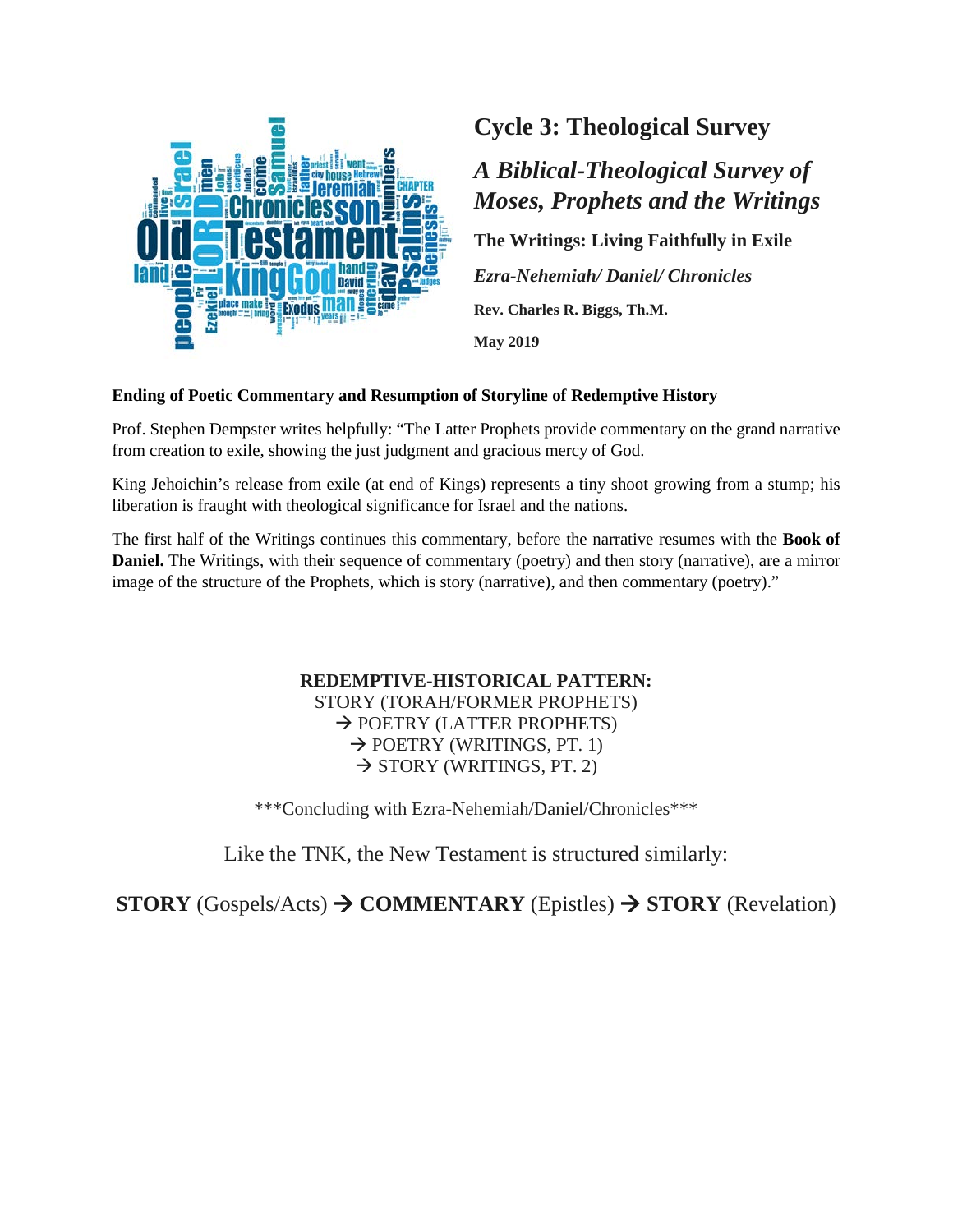# Cycle 3: Theological Survey

## *A Biblical-Theological Survey of Moses, Prophets and the Writings*

**The Writings: Living Faithfully in Exile**

***Ezra-Nehemiah/ Daniel/ Chronicles***

**Rev. Charles R. Biggs, Th.M.**

**May 2019**

**Ending of Poetic Commentary and Resumption of Storyline of Redemptive History**

Prof. Stephen Dempster writes helpfully: "The Latter Prophets provide commentary on the grand narrative from creation to exile, showing the just judgment and gracious mercy of God.

King Jehoichin's release from exile (at end of Kings) represents a tiny shoot growing from a stump; his liberation is fraught with theological significance for Israel and the nations.

The first half of the Writings continues this commentary, before the narrative resumes with the **Book of Daniel.** The Writings, with their sequence of commentary (poetry) and then story (narrative), are a mirror image of the structure of the Prophets, which is story (narrative), and then commentary (poetry)."

**REDEMPTIVE-HISTORICAL PATTERN:**
STORY (TORAH/FORMER PROPHETS)
→ POETRY (LATTER PROPHETS)
→ POETRY (WRITINGS, PT. 1)
→ STORY (WRITINGS, PT. 2)

\*\*\*Concluding with Ezra-Nehemiah/Daniel/Chronicles\*\*\*

Like the TNK, the New Testament is structured similarly:

**STORY** (Gospels/Acts) → **COMMENTARY** (Epistles) → **STORY** (Revelation)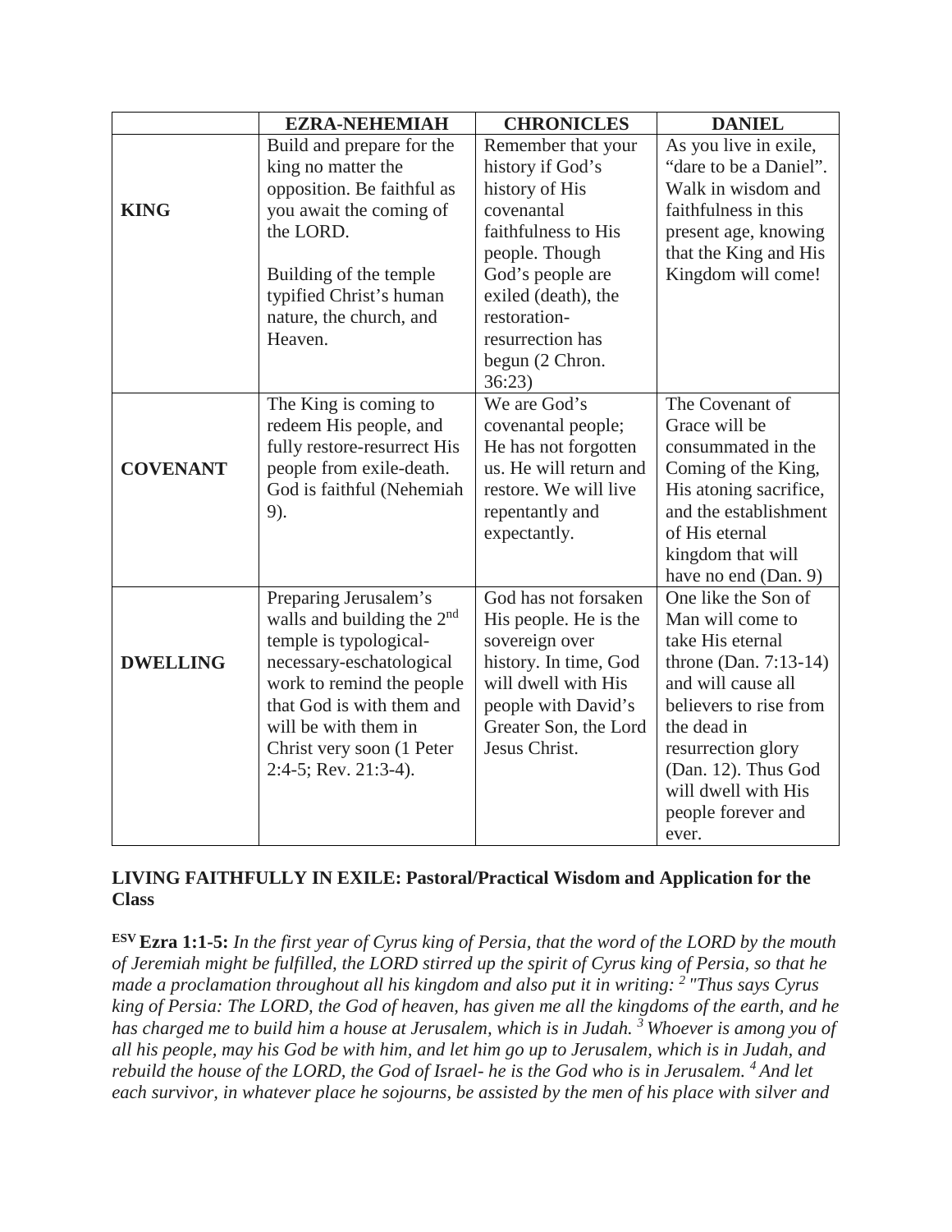| | EZRA-NEHEMIAH | CHRONICLES | DANIEL |
|---|---|---|---|
| **KING** | Build and prepare for the king no matter the opposition. Be faithful as you await the coming of the LORD.<br><br>Building of the temple typified Christ's human nature, the church, and Heaven. | Remember that your history if God's history of His covenantal faithfulness to His people. Though God's people are exiled (death), the restoration-resurrection has begun (2 Chron. 36:23) | As you live in exile, "dare to be a Daniel". Walk in wisdom and faithfulness in this present age, knowing that the King and His Kingdom will come! |
| **COVENANT** | The King is coming to redeem His people, and fully restore-resurrect His people from exile-death. God is faithful (Nehemiah 9). | We are God's covenantal people; He has not forgotten us. He will return and restore. We will live repentantly and expectantly. | The Covenant of Grace will be consummated in the Coming of the King, His atoning sacrifice, and the establishment of His eternal kingdom that will have no end (Dan. 9) |
| **DWELLING** | Preparing Jerusalem's walls and building the 2nd temple is typological-necessary-eschatological work to remind the people that God is with them and will be with them in Christ very soon (1 Peter 2:4-5; Rev. 21:3-4). | God has not forsaken His people. He is the sovereign over history. In time, God will dwell with His people with David's Greater Son, the Lord Jesus Christ. | One like the Son of Man will come to take His eternal throne (Dan. 7:13-14) and will cause all believers to rise from the dead in resurrection glory (Dan. 12). Thus God will dwell with His people forever and ever. |

**LIVING FAITHFULLY IN EXILE: Pastoral/Practical Wisdom and Application for the Class**

[ESV] **Ezra 1:1-5:** *In the first year of Cyrus king of Persia, that the word of the LORD by the mouth of Jeremiah might be fulfilled, the LORD stirred up the spirit of Cyrus king of Persia, so that he made a proclamation throughout all his kingdom and also put it in writing: [2] "Thus says Cyrus king of Persia: The LORD, the God of heaven, has given me all the kingdoms of the earth, and he has charged me to build him a house at Jerusalem, which is in Judah. [3] Whoever is among you of all his people, may his God be with him, and let him go up to Jerusalem, which is in Judah, and rebuild the house of the LORD, the God of Israel- he is the God who is in Jerusalem. [4] And let each survivor, in whatever place he sojourns, be assisted by the men of his place with silver and*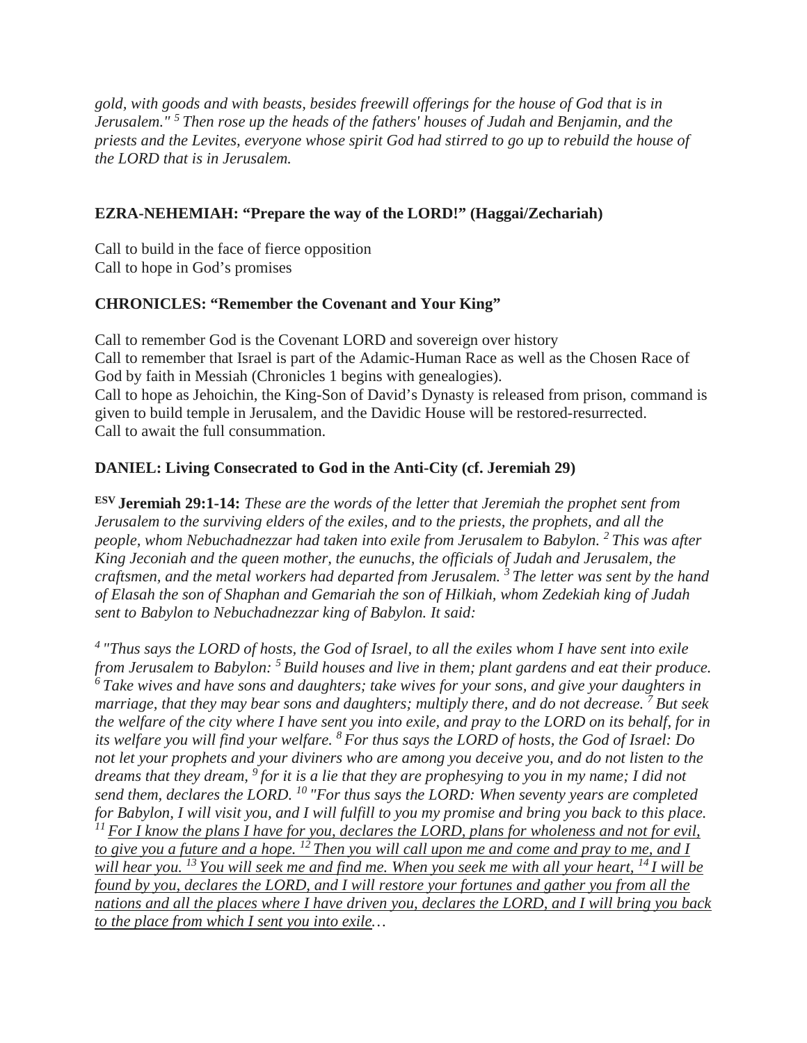*gold, with goods and with beasts, besides freewill offerings for the house of God that is in Jerusalem." [5] Then rose up the heads of the fathers' houses of Judah and Benjamin, and the priests and the Levites, everyone whose spirit God had stirred to go up to rebuild the house of the LORD that is in Jerusalem.*

**EZRA-NEHEMIAH: "Prepare the way of the LORD!" (Haggai/Zechariah)**

Call to build in the face of fierce opposition
Call to hope in God's promises

**CHRONICLES: "Remember the Covenant and Your King"**

Call to remember God is the Covenant LORD and sovereign over history
Call to remember that Israel is part of the Adamic-Human Race as well as the Chosen Race of God by faith in Messiah (Chronicles 1 begins with genealogies).
Call to hope as Jehoichin, the King-Son of David's Dynasty is released from prison, command is given to build temple in Jerusalem, and the Davidic House will be restored-resurrected.
Call to await the full consummation.

**DANIEL: Living Consecrated to God in the Anti-City (cf. Jeremiah 29)**

**[ESV] Jeremiah 29:1-14:** *These are the words of the letter that Jeremiah the prophet sent from Jerusalem to the surviving elders of the exiles, and to the priests, the prophets, and all the people, whom Nebuchadnezzar had taken into exile from Jerusalem to Babylon. [2] This was after King Jeconiah and the queen mother, the eunuchs, the officials of Judah and Jerusalem, the craftsmen, and the metal workers had departed from Jerusalem. [3] The letter was sent by the hand of Elasah the son of Shaphan and Gemariah the son of Hilkiah, whom Zedekiah king of Judah sent to Babylon to Nebuchadnezzar king of Babylon. It said:*

*[4] "Thus says the LORD of hosts, the God of Israel, to all the exiles whom I have sent into exile from Jerusalem to Babylon: [5] Build houses and live in them; plant gardens and eat their produce. [6] Take wives and have sons and daughters; take wives for your sons, and give your daughters in marriage, that they may bear sons and daughters; multiply there, and do not decrease. [7] But seek the welfare of the city where I have sent you into exile, and pray to the LORD on its behalf, for in its welfare you will find your welfare. [8] For thus says the LORD of hosts, the God of Israel: Do not let your prophets and your diviners who are among you deceive you, and do not listen to the dreams that they dream, [9] for it is a lie that they are prophesying to you in my name; I did not send them, declares the LORD. [10] "For thus says the LORD: When seventy years are completed for Babylon, I will visit you, and I will fulfill to you my promise and bring you back to this place. [11] <u>For I know the plans I have for you, declares the LORD, plans for wholeness and not for evil, to give you a future and a hope. [12] Then you will call upon me and come and pray to me, and I will hear you. [13] You will seek me and find me. When you seek me with all your heart, [14] I will be found by you, declares the LORD, and I will restore your fortunes and gather you from all the nations and all the places where I have driven you, declares the LORD, and I will bring you back to the place from which I sent you into exile</u>…*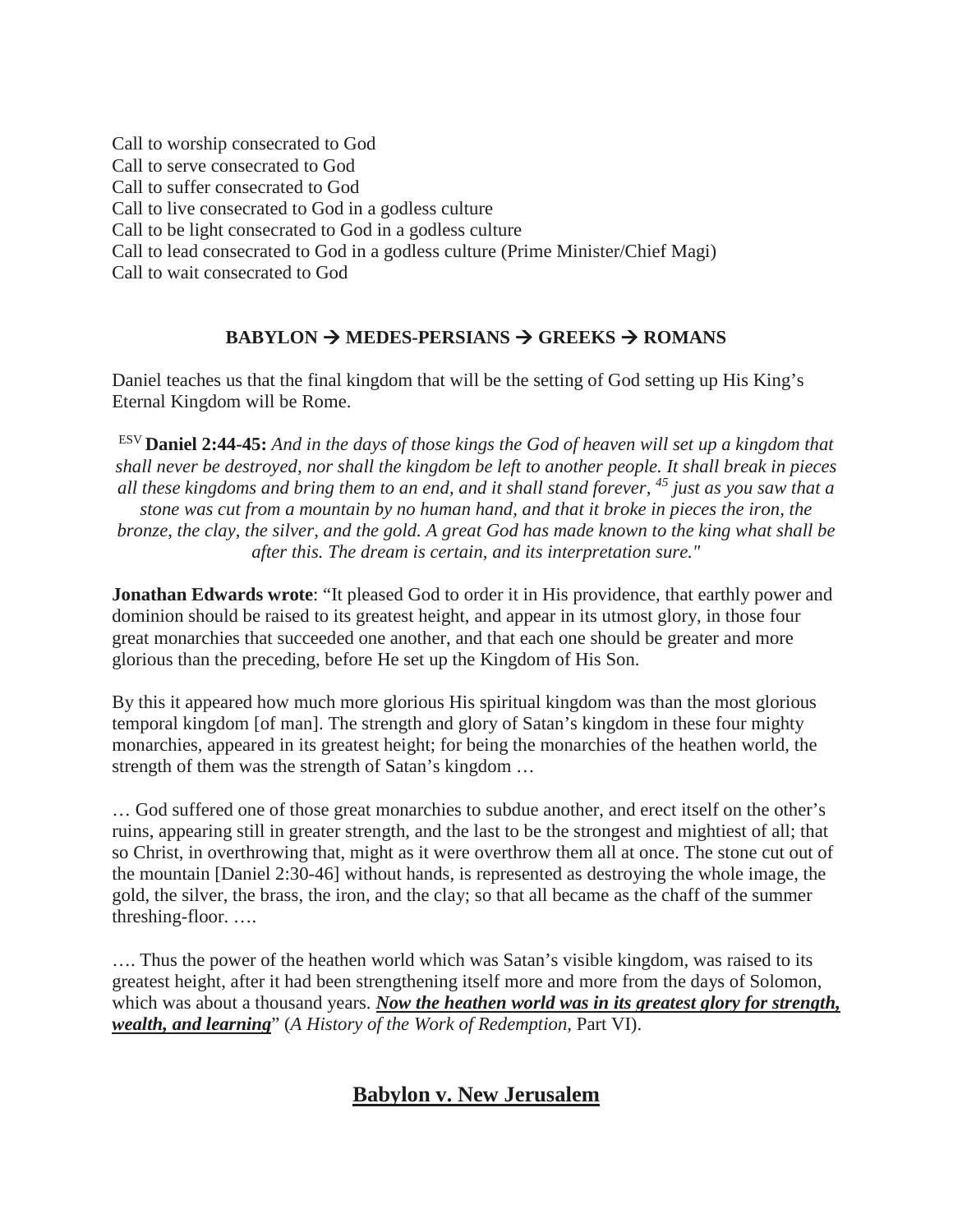Call to worship consecrated to God
Call to serve consecrated to God
Call to suffer consecrated to God
Call to live consecrated to God in a godless culture
Call to be light consecrated to God in a godless culture
Call to lead consecrated to God in a godless culture (Prime Minister/Chief Magi)
Call to wait consecrated to God

**BABYLON → MEDES-PERSIANS → GREEKS → ROMANS**

Daniel teaches us that the final kingdom that will be the setting of God setting up His King's Eternal Kingdom will be Rome.

ESV **Daniel 2:44-45:** *And in the days of those kings the God of heaven will set up a kingdom that shall never be destroyed, nor shall the kingdom be left to another people. It shall break in pieces all these kingdoms and bring them to an end, and it shall stand forever, [45] just as you saw that a stone was cut from a mountain by no human hand, and that it broke in pieces the iron, the bronze, the clay, the silver, and the gold. A great God has made known to the king what shall be after this. The dream is certain, and its interpretation sure."*

**Jonathan Edwards wrote**: "It pleased God to order it in His providence, that earthly power and dominion should be raised to its greatest height, and appear in its utmost glory, in those four great monarchies that succeeded one another, and that each one should be greater and more glorious than the preceding, before He set up the Kingdom of His Son.

By this it appeared how much more glorious His spiritual kingdom was than the most glorious temporal kingdom [of man]. The strength and glory of Satan's kingdom in these four mighty monarchies, appeared in its greatest height; for being the monarchies of the heathen world, the strength of them was the strength of Satan's kingdom …

… God suffered one of those great monarchies to subdue another, and erect itself on the other's ruins, appearing still in greater strength, and the last to be the strongest and mightiest of all; that so Christ, in overthrowing that, might as it were overthrow them all at once. The stone cut out of the mountain [Daniel 2:30-46] without hands, is represented as destroying the whole image, the gold, the silver, the brass, the iron, and the clay; so that all became as the chaff of the summer threshing-floor. ….

…. Thus the power of the heathen world which was Satan's visible kingdom, was raised to its greatest height, after it had been strengthening itself more and more from the days of Solomon, which was about a thousand years. ***Now the heathen world was in its greatest glory for strength, wealth, and learning***" (*A History of the Work of Redemption*, Part VI).

## Babylon v. New Jerusalem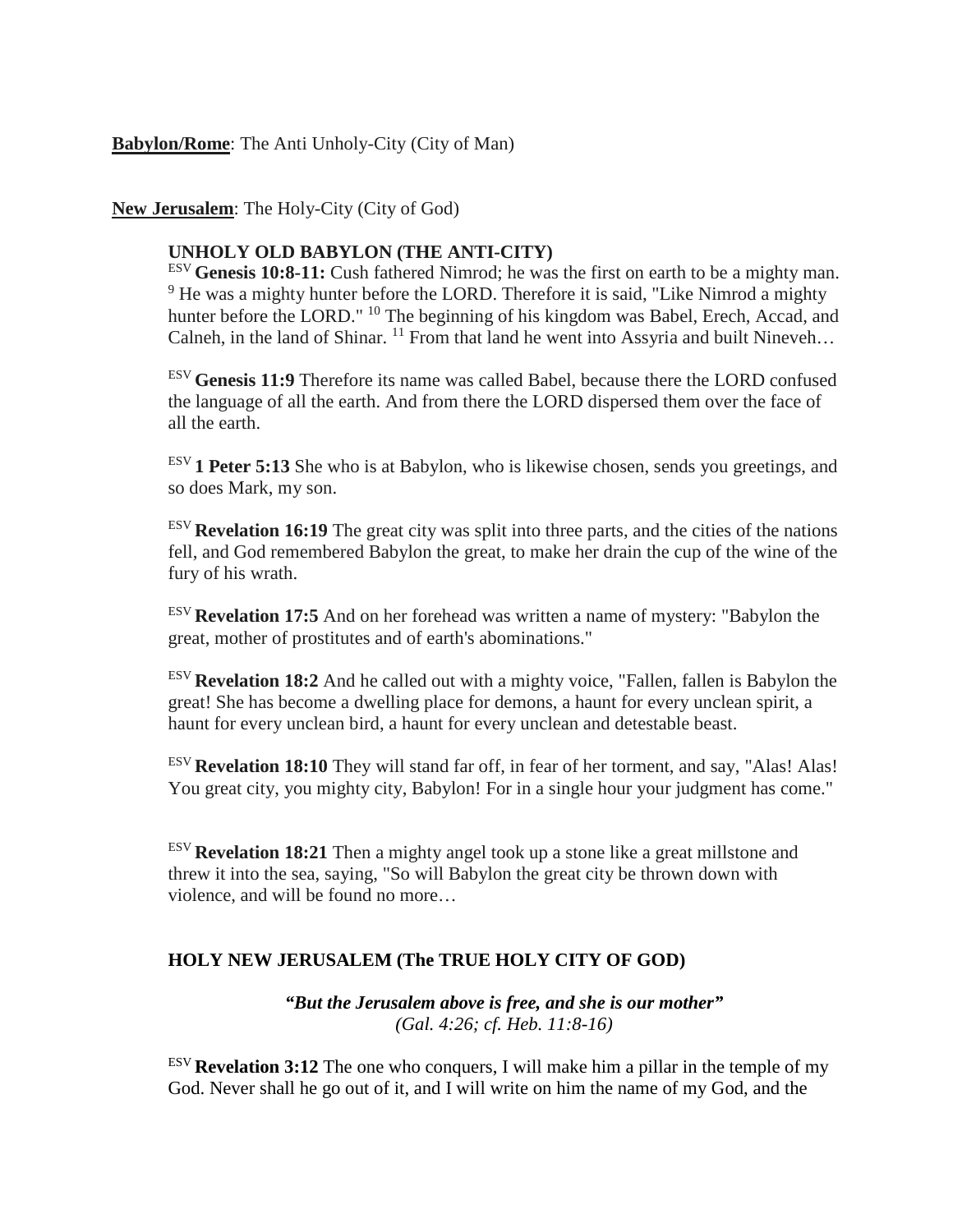**Babylon/Rome**: The Anti Unholy-City (City of Man)

**New Jerusalem**: The Holy-City (City of God)

### UNHOLY OLD BABYLON (THE ANTI-CITY)

ESV **Genesis 10:8-11:** Cush fathered Nimrod; he was the first on earth to be a mighty man. [9] He was a mighty hunter before the LORD. Therefore it is said, "Like Nimrod a mighty hunter before the LORD." [10] The beginning of his kingdom was Babel, Erech, Accad, and Calneh, in the land of Shinar. [11] From that land he went into Assyria and built Nineveh…

ESV **Genesis 11:9** Therefore its name was called Babel, because there the LORD confused the language of all the earth. And from there the LORD dispersed them over the face of all the earth.

ESV **1 Peter 5:13** She who is at Babylon, who is likewise chosen, sends you greetings, and so does Mark, my son.

ESV **Revelation 16:19** The great city was split into three parts, and the cities of the nations fell, and God remembered Babylon the great, to make her drain the cup of the wine of the fury of his wrath.

ESV **Revelation 17:5** And on her forehead was written a name of mystery: "Babylon the great, mother of prostitutes and of earth's abominations."

ESV **Revelation 18:2** And he called out with a mighty voice, "Fallen, fallen is Babylon the great! She has become a dwelling place for demons, a haunt for every unclean spirit, a haunt for every unclean bird, a haunt for every unclean and detestable beast.

ESV **Revelation 18:10** They will stand far off, in fear of her torment, and say, "Alas! Alas! You great city, you mighty city, Babylon! For in a single hour your judgment has come."

ESV **Revelation 18:21** Then a mighty angel took up a stone like a great millstone and threw it into the sea, saying, "So will Babylon the great city be thrown down with violence, and will be found no more…

### HOLY NEW JERUSALEM (The TRUE HOLY CITY OF GOD)

***"But the Jerusalem above is free, and she is our mother"***
*(Gal. 4:26; cf. Heb. 11:8-16)*

ESV **Revelation 3:12** The one who conquers, I will make him a pillar in the temple of my God. Never shall he go out of it, and I will write on him the name of my God, and the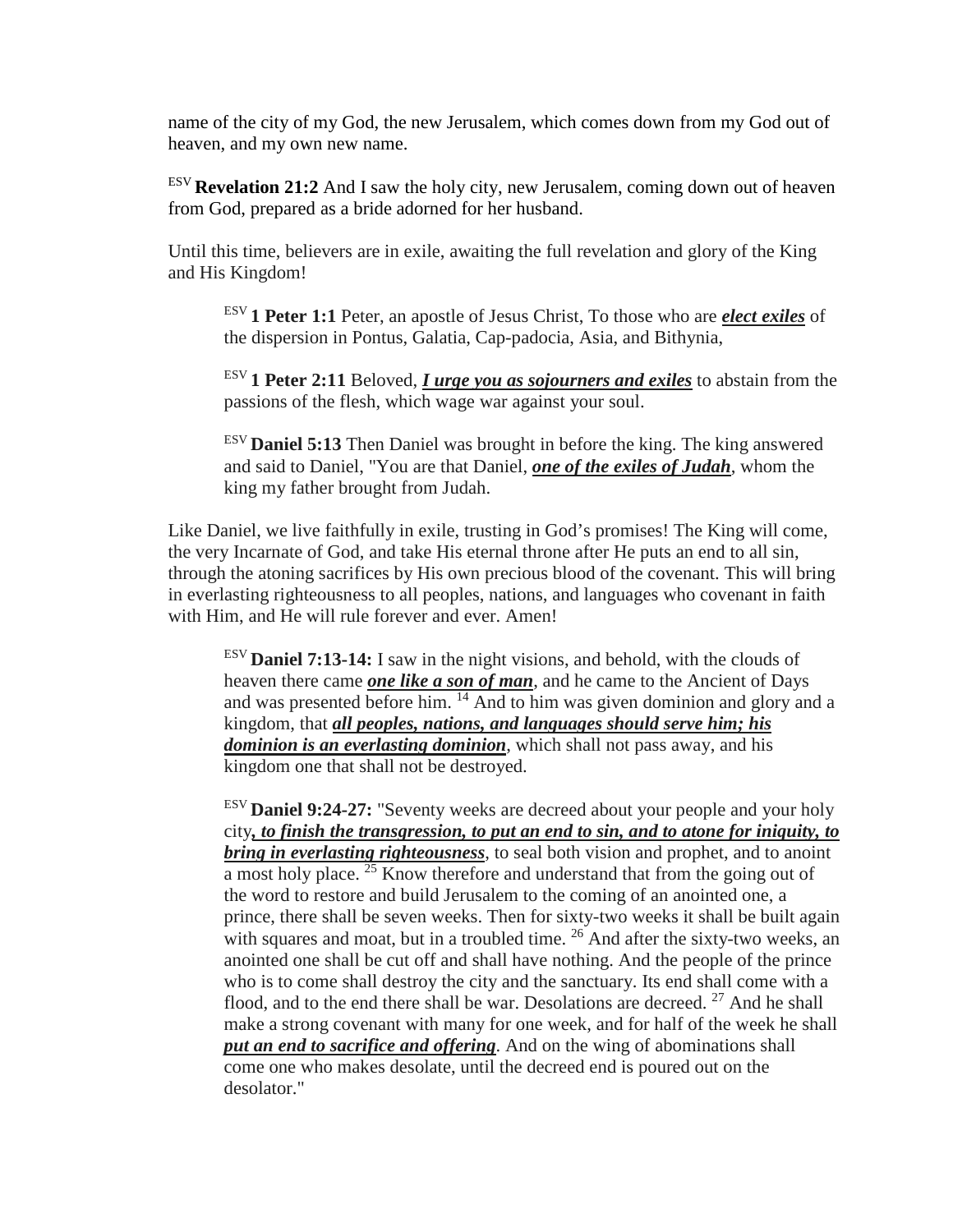name of the city of my God, the new Jerusalem, which comes down from my God out of heaven, and my own new name.

ESV **Revelation 21:2** And I saw the holy city, new Jerusalem, coming down out of heaven from God, prepared as a bride adorned for her husband.

Until this time, believers are in exile, awaiting the full revelation and glory of the King and His Kingdom!

> ESV **1 Peter 1:1** Peter, an apostle of Jesus Christ, To those who are ***elect exiles*** of the dispersion in Pontus, Galatia, Cap-padocia, Asia, and Bithynia,
>
> ESV **1 Peter 2:11** Beloved, ***I urge you as sojourners and exiles*** to abstain from the passions of the flesh, which wage war against your soul.
>
> ESV **Daniel 5:13** Then Daniel was brought in before the king. The king answered and said to Daniel, "You are that Daniel, ***one of the exiles of Judah***, whom the king my father brought from Judah.

Like Daniel, we live faithfully in exile, trusting in God's promises! The King will come, the very Incarnate of God, and take His eternal throne after He puts an end to all sin, through the atoning sacrifices by His own precious blood of the covenant. This will bring in everlasting righteousness to all peoples, nations, and languages who covenant in faith with Him, and He will rule forever and ever. Amen!

> ESV **Daniel 7:13-14:** I saw in the night visions, and behold, with the clouds of heaven there came ***one like a son of man***, and he came to the Ancient of Days and was presented before him. [14] And to him was given dominion and glory and a kingdom, that ***all peoples, nations, and languages should serve him; his dominion is an everlasting dominion***, which shall not pass away, and his kingdom one that shall not be destroyed.
>
> ESV **Daniel 9:24-27:** "Seventy weeks are decreed about your people and your holy city***, to finish the transgression, to put an end to sin, and to atone for iniquity, to bring in everlasting righteousness***, to seal both vision and prophet, and to anoint a most holy place. [25] Know therefore and understand that from the going out of the word to restore and build Jerusalem to the coming of an anointed one, a prince, there shall be seven weeks. Then for sixty-two weeks it shall be built again with squares and moat, but in a troubled time. [26] And after the sixty-two weeks, an anointed one shall be cut off and shall have nothing. And the people of the prince who is to come shall destroy the city and the sanctuary. Its end shall come with a flood, and to the end there shall be war. Desolations are decreed. [27] And he shall make a strong covenant with many for one week, and for half of the week he shall ***put an end to sacrifice and offering***. And on the wing of abominations shall come one who makes desolate, until the decreed end is poured out on the desolator."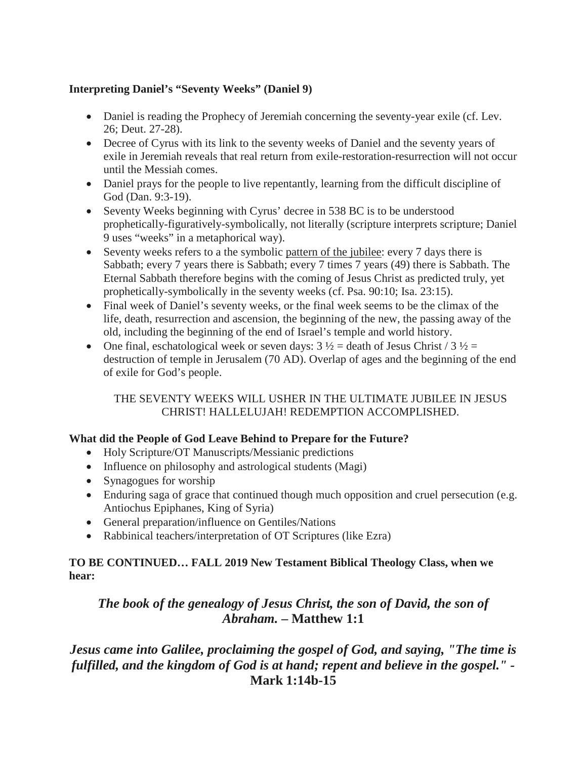**Interpreting Daniel's "Seventy Weeks" (Daniel 9)**

- Daniel is reading the Prophecy of Jeremiah concerning the seventy-year exile (cf. Lev. 26; Deut. 27-28).
- Decree of Cyrus with its link to the seventy weeks of Daniel and the seventy years of exile in Jeremiah reveals that real return from exile-restoration-resurrection will not occur until the Messiah comes.
- Daniel prays for the people to live repentantly, learning from the difficult discipline of God (Dan. 9:3-19).
- Seventy Weeks beginning with Cyrus' decree in 538 BC is to be understood prophetically-figuratively-symbolically, not literally (scripture interprets scripture; Daniel 9 uses "weeks" in a metaphorical way).
- Seventy weeks refers to a the symbolic <u>pattern of the jubilee</u>: every 7 days there is Sabbath; every 7 years there is Sabbath; every 7 times 7 years (49) there is Sabbath. The Eternal Sabbath therefore begins with the coming of Jesus Christ as predicted truly, yet prophetically-symbolically in the seventy weeks (cf. Psa. 90:10; Isa. 23:15).
- Final week of Daniel's seventy weeks, or the final week seems to be the climax of the life, death, resurrection and ascension, the beginning of the new, the passing away of the old, including the beginning of the end of Israel's temple and world history.
- One final, eschatological week or seven days: 3 ½ = death of Jesus Christ / 3 ½ = destruction of temple in Jerusalem (70 AD). Overlap of ages and the beginning of the end of exile for God's people.

THE SEVENTY WEEKS WILL USHER IN THE ULTIMATE JUBILEE IN JESUS CHRIST! HALLELUJAH! REDEMPTION ACCOMPLISHED.

**What did the People of God Leave Behind to Prepare for the Future?**

- Holy Scripture/OT Manuscripts/Messianic predictions
- Influence on philosophy and astrological students (Magi)
- Synagogues for worship
- Enduring saga of grace that continued though much opposition and cruel persecution (e.g. Antiochus Epiphanes, King of Syria)
- General preparation/influence on Gentiles/Nations
- Rabbinical teachers/interpretation of OT Scriptures (like Ezra)

**TO BE CONTINUED… FALL 2019 New Testament Biblical Theology Class, when we hear:**

***The book of the genealogy of Jesus Christ, the son of David, the son of Abraham.* – Matthew 1:1**

***Jesus came into Galilee, proclaiming the gospel of God, and saying, "The time is fulfilled, and the kingdom of God is at hand; repent and believe in the gospel."* - Mark 1:14b-15**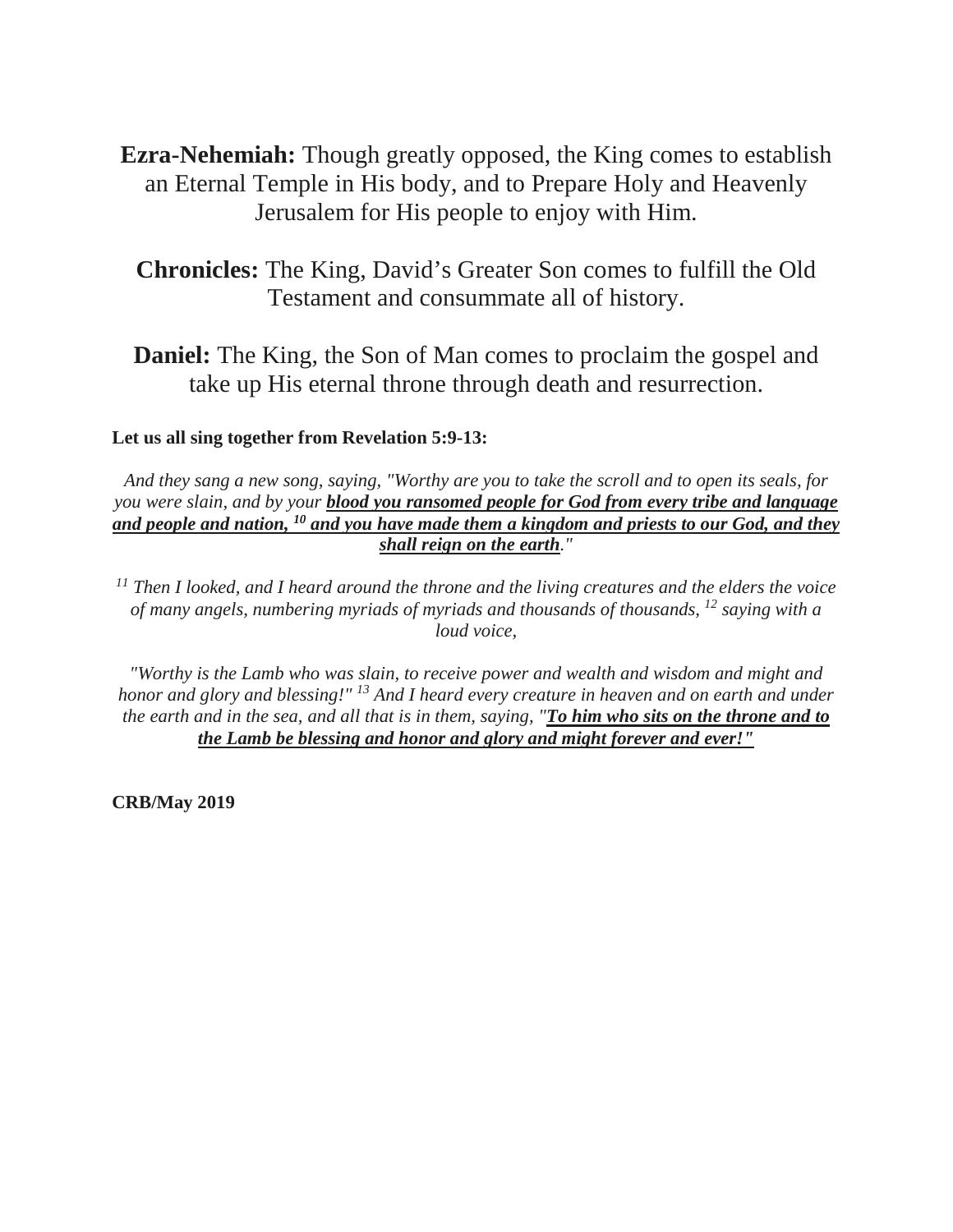**Ezra-Nehemiah:** Though greatly opposed, the King comes to establish an Eternal Temple in His body, and to Prepare Holy and Heavenly Jerusalem for His people to enjoy with Him.

**Chronicles:** The King, David's Greater Son comes to fulfill the Old Testament and consummate all of history.

**Daniel:** The King, the Son of Man comes to proclaim the gospel and take up His eternal throne through death and resurrection.

**Let us all sing together from Revelation 5:9-13:**

*And they sang a new song, saying, "Worthy are you to take the scroll and to open its seals, for you were slain, and by your* ***<u>blood you ransomed people for God from every tribe and language and people and nation, [10] and you have made them a kingdom and priests to our God, and they shall reign on the earth</u>****."*

*[11] Then I looked, and I heard around the throne and the living creatures and the elders the voice of many angels, numbering myriads of myriads and thousands of thousands, [12] saying with a loud voice,*

*"Worthy is the Lamb who was slain, to receive power and wealth and wisdom and might and honor and glory and blessing!" [13] And I heard every creature in heaven and on earth and under the earth and in the sea, and all that is in them, saying, "* ***<u>To him who sits on the throne and to the Lamb be blessing and honor and glory and might forever and ever!"</u>***

**CRB/May 2019**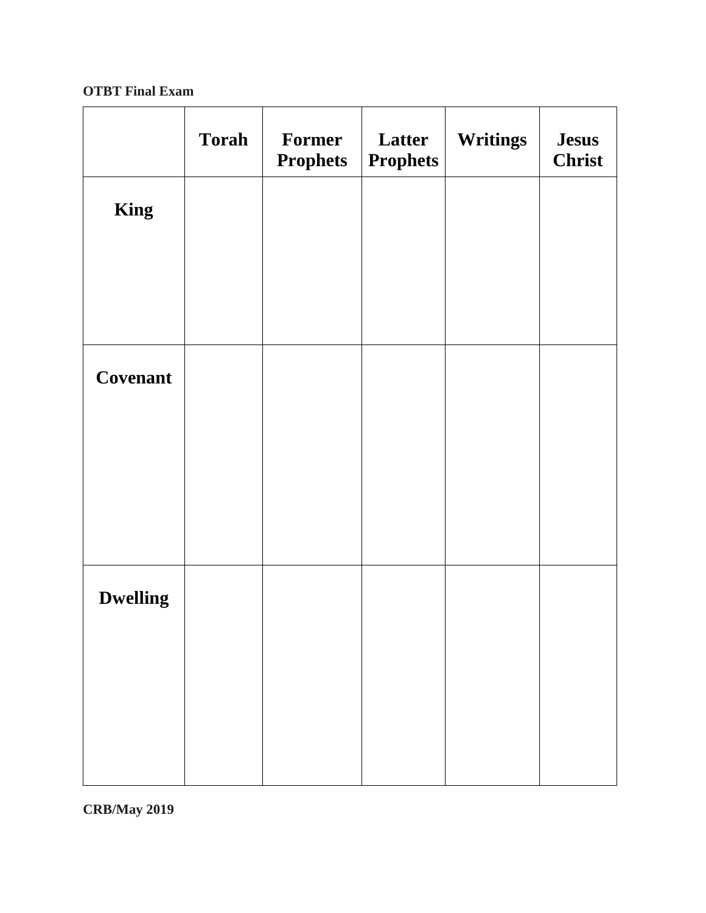**OTBT Final Exam**

| | Torah | Former Prophets | Latter Prophets | Writings | Jesus Christ |
|---|---|---|---|---|---|
| **King** | | | | | |
| **Covenant** | | | | | |
| **Dwelling** | | | | | |

**CRB/May 2019**